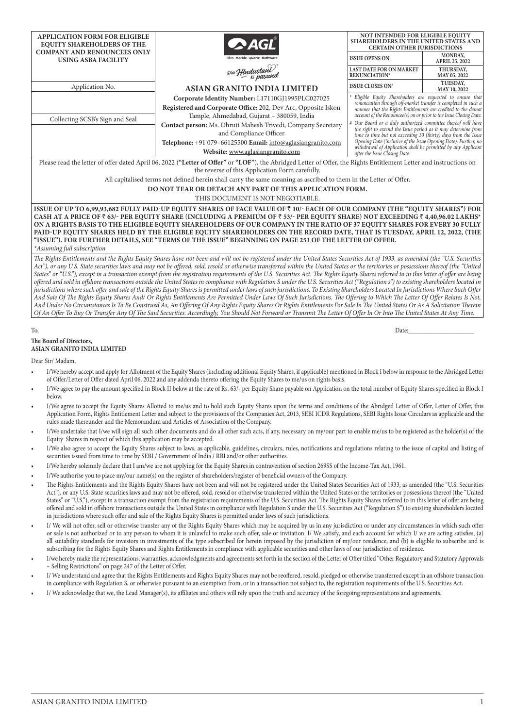**APPLICATION FORM FOR ELIGIBLE EQUITY SHAREHOLDERS OF THE COMPANY AND RENOUNCEES ONLY USING ASBA FACILITY**

| Application No. |
|---|
| |

| Collecting SCSB's Sign and Seal |
|---|
| |

AGL

Tiles · Marble · Quartz · Bathware

Har Hindustani ki pasand

## ASIAN GRANITO INDIA LIMITED

**Corporate Identity Number:** L17110GJ1995PLC027025

**Registered and Corporate Office:** 202, Dev Arc, Opposite Iskon Tample, Ahmedabad, Gujarat – 380059, India

**Contact person:** Ms. Dhruti Mahesh Trivedi, Company Secretary and Compliance Officer

**Telephone:** +91 079–66125500 **Email:** info@aglasiangranito.com

**Website:** www.aglasiangranito.com

**NOT INTENDED FOR ELIGIBLE EQUITY SHAREHOLDERS IN THE UNITED STATES AND CERTAIN OTHER JURISDICTIONS**

| | |
|---|---|
| **ISSUE OPENS ON** | **MONDAY, APRIL 25, 2022** |
| **LAST DATE FOR ON MARKET RENUNCIATION*** | **THURSDAY, MAY 05, 2022** |
| **ISSUE CLOSES ON#** | **TUESDAY, MAY 10, 2022** |

*\* Eligible Equity Shareholders are requested to ensure that renunciation through off-market transfer is completed in such a manner that the Rights Entitlements are credited to the demat account of the Renouncee(s) on or prior to the Issue Closing Date.*

*# Our Board or a duly authorized committee thereof will have the right to extend the Issue period as it may determine from time to time but not exceeding 30 (thirty) days from the Issue Opening Date (inclusive of the Issue Opening Date). Further, no withdrawal of Application shall be permitted by any Applicant after the Issue Closing Date.*

Please read the letter of offer dated April 06, 2022 (**"Letter of Offer"** or **"LOF"**), the Abridged Letter of Offer, the Rights Entitlement Letter and instructions on the reverse of this Application Form carefully.

All capitalised terms not defined herein shall carry the same meaning as ascribed to them in the Letter of Offer.

**DO NOT TEAR OR DETACH ANY PART OF THIS APPLICATION FORM.**

THIS DOCUMENT IS NOT NEGOTIABLE.

**ISSUE OF UP TO 6,99,93,682 FULLY PAID-UP EQUITY SHARES OF FACE VALUE OF ₹ 10/- EACH OF OUR COMPANY (THE "EQUITY SHARES") FOR CASH AT A PRICE OF ₹ 63/- PER EQUITY SHARE (INCLUDING A PREMIUM OF ₹ 53/- PER EQUITY SHARE) NOT EXCEEDING ₹ 4,40,96.02 LAKHS* ON A RIGHTS BASIS TO THE ELIGIBLE EQUITY SHAREHOLDERS OF OUR COMPANY IN THE RATIO OF 37 EQUITY SHARES FOR EVERY 30 FULLY PAID-UP EQUITY SHARES HELD BY THE ELIGIBLE EQUITY SHAREHOLDERS ON THE RECORD DATE, THAT IS TUESDAY, APRIL 12, 2022, (THE "ISSUE"). FOR FURTHER DETAILS, SEE "TERMS OF THE ISSUE" BEGINNING ON PAGE 251 OF THE LETTER OF OFFER.**

*\*Assuming full subscription*

*The Rights Entitlements and the Rights Equity Shares have not been and will not be registered under the United States Securities Act of 1933, as amended (the "U.S. Securities Act"), or any U.S. State securities laws and may not be offered, sold, resold or otherwise transferred within the United States or the territories or possessions thereof (the "United States" or "U.S."), except in a transaction exempt from the registration requirements of the U.S. Securities Act. The Rights Equity Shares referred to in this letter of offer are being offered and sold in offshore transactions outside the United States in compliance with Regulation S under the U.S. Securities Act ("Regulation s") to existing shareholders located in jurisdictions where such offer and sale of the Rights Equity Shares is permitted under laws of such jurisdictions. To Existing Shareholders Located In Jurisdictions Where Such Offer And Sale Of The Rights Equity Shares And/ Or Rights Entitlements Are Permitted Under Laws Of Such Jurisdictions. The Offering to Which The Letter Of Offer Relates Is Not, And Under No Circumstances Is To Be Construed As, An Offering Of Any Rights Equity Shares Or Rights Entitlements For Sale In The United States Or As A Solicitation Therein Of An Offer To Buy Or Transfer Any Of The Said Securities. Accordingly, You Should Not Forward or Transmit The Letter Of Offer In Or Into The United States At Any Time.*

To,

Date:\_\_\_\_\_\_\_\_\_\_\_\_\_\_\_\_\_\_\_\_\_

**The Board of Directors,**
**ASIAN GRANITO INDIA LIMITED**

Dear Sir/ Madam,

- I/We hereby accept and apply for Allotment of the Equity Shares (including additional Equity Shares, if applicable) mentioned in Block I below in response to the Abridged Letter of Offer/Letter of Offer dated April 06, 2022 and any addenda thereto offering the Equity Shares to me/us on rights basis.
- I/We agree to pay the amount specified in Block II below at the rate of Rs. 63/- per Equity Share payable on Application on the total number of Equity Shares specified in Block I below.
- I/We agree to accept the Equity Shares Allotted to me/us and to hold such Equity Shares upon the terms and conditions of the Abridged Letter of Offer, Letter of Offer, this Application Form, Rights Entitlement Letter and subject to the provisions of the Companies Act, 2013, SEBI ICDR Regulations, SEBI Rights Issue Circulars as applicable and the rules made thereunder and the Memorandum and Articles of Association of the Company.
- I/We undertake that I/we will sign all such other documents and do all other such acts, if any, necessary on my/our part to enable me/us to be registered as the holder(s) of the Equity Shares in respect of which this application may be accepted.
- I/We also agree to accept the Equity Shares subject to laws, as applicable, guidelines, circulars, rules, notifications and regulations relating to the issue of capital and listing of securities issued from time to time by SEBI / Government of India / RBI and/or other authorities.
- I/We hereby solemnly declare that I am/we are not applying for the Equity Shares in contravention of section 269SS of the Income-Tax Act, 1961.
- I/We authorise you to place my/our name(s) on the register of shareholders/register of beneficial owners of the Company.
- The Rights Entitlements and the Rights Equity Shares have not been and will not be registered under the United States Securities Act of 1933, as amended (the "U.S. Securities Act"), or any U.S. State securities laws and may not be offered, sold, resold or otherwise transferred within the United States or the territories or possessions thereof (the "United States" or "U.S."), except in a transaction exempt from the registration requirements of the U.S. Securities Act. The Rights Equity Shares referred to in this letter of offer are being offered and sold in offshore transactions outside the United States in compliance with Regulation S under the U.S. Securities Act ("Regulation S") to existing shareholders located in jurisdictions where such offer and sale of the Rights Equity Shares is permitted under laws of such jurisdictions.
- I/ We will not offer, sell or otherwise transfer any of the Rights Equity Shares which may be acquired by us in any jurisdiction or under any circumstances in which such offer or sale is not authorized or to any person to whom it is unlawful to make such offer, sale or invitation. I/ We satisfy, and each account for which I/ we are acting satisfies, (a) all suitability standards for investors in investments of the type subscribed for herein imposed by the jurisdiction of my/our residence, and (b) is eligible to subscribe and is subscribing for the Rights Equity Shares and Rights Entitlements in compliance with applicable securities and other laws of our jurisdiction of residence.
- I/we hereby make the representations, warranties, acknowledgments and agreements set forth in the section of the Letter of Offer titled "Other Regulatory and Statutory Approvals – Selling Restrictions" on page 247 of the Letter of Offer.
- I/ We understand and agree that the Rights Entitlements and Rights Equity Shares may not be reoffered, resold, pledged or otherwise transferred except in an offshore transaction in compliance with Regulation S, or otherwise pursuant to an exemption from, or in a transaction not subject to, the registration requirements of the U.S. Securities Act.
- I/ We acknowledge that we, the Lead Manager(s), its affiliates and others will rely upon the truth and accuracy of the foregoing representations and agreements.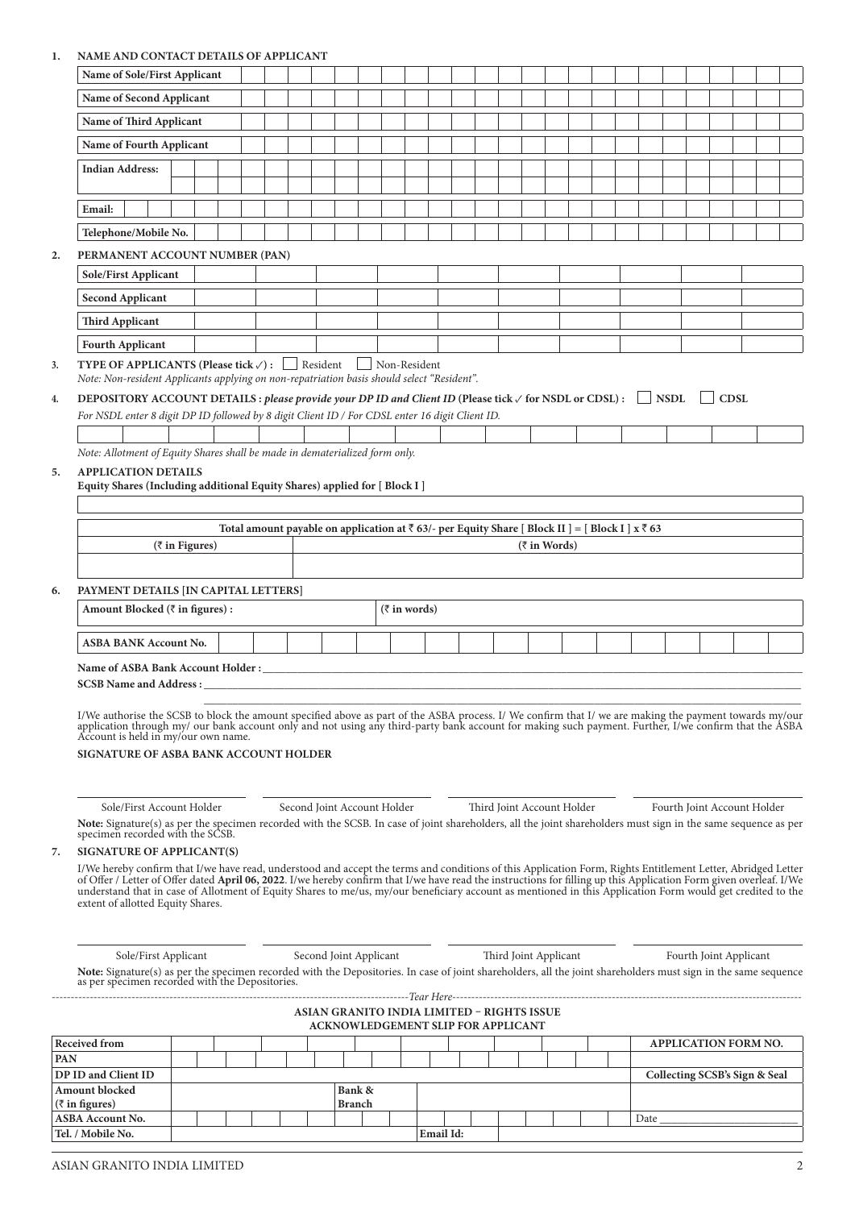**1. NAME AND CONTACT DETAILS OF APPLICANT**

| Field | |
|---|---|
| Name of Sole/First Applicant | |
| Name of Second Applicant | |
| Name of Third Applicant | |
| Name of Fourth Applicant | |
| Indian Address: | |
| | |
| Email: | |
| Telephone/Mobile No. | |

**2. PERMANENT ACCOUNT NUMBER (PAN)**

| Applicant | PAN |
|---|---|
| Sole/First Applicant | |
| Second Applicant | |
| Third Applicant | |
| Fourth Applicant | |

**3. TYPE OF APPLICANTS (Please tick ✓) :** ☐ Resident ☐ Non-Resident

*Note: Non-resident Applicants applying on non-repatriation basis should select "Resident".*

**4. DEPOSITORY ACCOUNT DETAILS :** ***please provide your DP ID and Client ID*** **(Please tick ✓ for NSDL or CDSL) :** ☐ **NSDL** ☐ **CDSL**

*For NSDL enter 8 digit DP ID followed by 8 digit Client ID / For CDSL enter 16 digit Client ID.*

*Note: Allotment of Equity Shares shall be made in dematerialized form only.*

**5. APPLICATION DETAILS**

**Equity Shares (Including additional Equity Shares) applied for [ Block I ]**

| Total amount payable on application at ₹ 63/- per Equity Share [ Block II ] = [ Block I ] x ₹ 63 | |
|---|---|
| (₹ in Figures) | (₹ in Words) |
| | |

**6. PAYMENT DETAILS [IN CAPITAL LETTERS]**

| Amount Blocked (₹ in figures) : | (₹ in words) |
|---|---|
| ASBA BANK Account No. | |

**Name of ASBA Bank Account Holder :** ___________

**SCSB Name and Address :** ___________

I/We authorise the SCSB to block the amount specified above as part of the ASBA process. I/ We confirm that I/ we are making the payment towards my/our application through my/ our bank account only and not using any third-party bank account for making such payment. Further, I/we confirm that the ASBA Account is held in my/our own name.

**SIGNATURE OF ASBA BANK ACCOUNT HOLDER**

| Sole/First Account Holder | Second Joint Account Holder | Third Joint Account Holder | Fourth Joint Account Holder |
|---|---|---|---|

**Note:** Signature(s) as per the specimen recorded with the SCSB. In case of joint shareholders, all the joint shareholders must sign in the same sequence as per specimen recorded with the SCSB.

**7. SIGNATURE OF APPLICANT(S)**

I/We hereby confirm that I/we have read, understood and accept the terms and conditions of this Application Form, Rights Entitlement Letter, Abridged Letter of Offer / Letter of Offer dated **April 06, 2022**. I/we hereby confirm that I/we have read the instructions for filling up this Application Form given overleaf. I/We understand that in case of Allotment of Equity Shares to me/us, my/our beneficiary account as mentioned in this Application Form would get credited to the extent of allotted Equity Shares.

| Sole/First Applicant | Second Joint Applicant | Third Joint Applicant | Fourth Joint Applicant |
|---|---|---|---|

**Note:** Signature(s) as per the specimen recorded with the Depositories. In case of joint shareholders, all the joint shareholders must sign in the same sequence as per specimen recorded with the Depositories.

*Tear Here*

**ASIAN GRANITO INDIA LIMITED – RIGHTS ISSUE**

**ACKNOWLEDGEMENT SLIP FOR APPLICANT**

| Received from | | | | APPLICATION FORM NO. |
|---|---|---|---|---|
| PAN | | | | |
| DP ID and Client ID | | | | Collecting SCSB's Sign & Seal |
| Amount blocked (₹ in figures) | | Bank & Branch | | |
| ASBA Account No. | | | | Date ___________ |
| Tel. / Mobile No. | | Email Id: | | |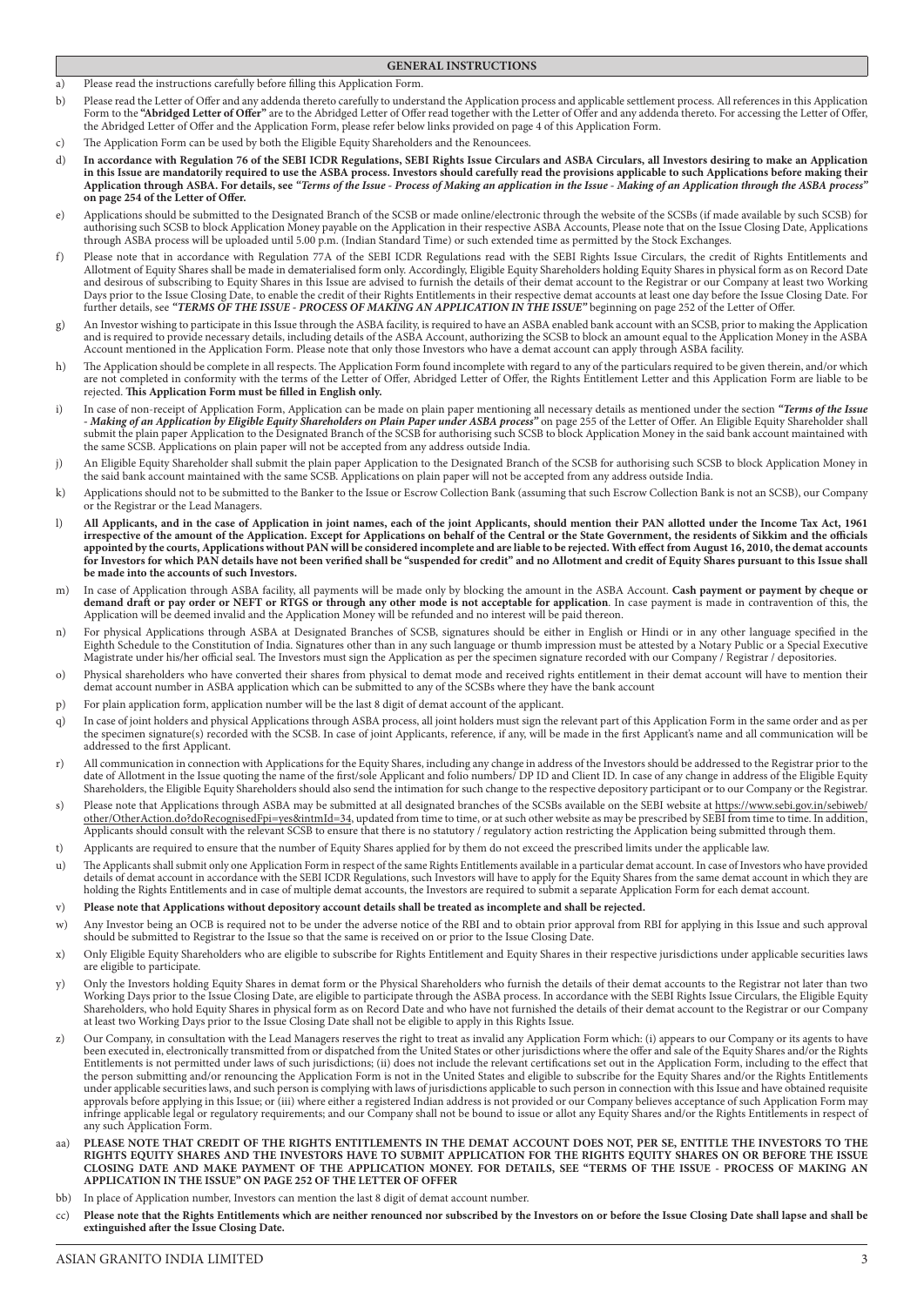## GENERAL INSTRUCTIONS

a) Please read the instructions carefully before filling this Application Form.

b) Please read the Letter of Offer and any addenda thereto carefully to understand the Application process and applicable settlement process. All references in this Application Form to the **"Abridged Letter of Offer"** are to the Abridged Letter of Offer read together with the Letter of Offer and any addenda thereto. For accessing the Letter of Offer, the Abridged Letter of Offer and the Application Form, please refer below links provided on page 4 of this Application Form.

c) The Application Form can be used by both the Eligible Equity Shareholders and the Renouncees.

d) **In accordance with Regulation 76 of the SEBI ICDR Regulations, SEBI Rights Issue Circulars and ASBA Circulars, all Investors desiring to make an Application in this Issue are mandatorily required to use the ASBA process. Investors should carefully read the provisions applicable to such Applications before making their Application through ASBA. For details, see *"Terms of the Issue - Process of Making an application in the Issue - Making of an Application through the ASBA process"* on page 254 of the Letter of Offer.**

e) Applications should be submitted to the Designated Branch of the SCSB or made online/electronic through the website of the SCSBs (if made available by such SCSB) for authorising such SCSB to block Application Money payable on the Application in their respective ASBA Accounts, Please note that on the Issue Closing Date, Applications through ASBA process will be uploaded until 5.00 p.m. (Indian Standard Time) or such extended time as permitted by the Stock Exchanges.

f) Please note that in accordance with Regulation 77A of the SEBI ICDR Regulations read with the SEBI Rights Issue Circulars, the credit of Rights Entitlements and Allotment of Equity Shares shall be made in dematerialised form only. Accordingly, Eligible Equity Shareholders holding Equity Shares in physical form as on Record Date and desirous of subscribing to Equity Shares in this Issue are advised to furnish the details of their demat account to the Registrar or our Company at least two Working Days prior to the Issue Closing Date, to enable the credit of their Rights Entitlements in their respective demat accounts at least one day before the Issue Closing Date. For further details, see ***"TERMS OF THE ISSUE - PROCESS OF MAKING AN APPLICATION IN THE ISSUE"*** beginning on page 252 of the Letter of Offer.

g) An Investor wishing to participate in this Issue through the ASBA facility, is required to have an ASBA enabled bank account with an SCSB, prior to making the Application and is required to provide necessary details, including details of the ASBA Account, authorizing the SCSB to block an amount equal to the Application Money in the ASBA Account mentioned in the Application Form. Please note that only those Investors who have a demat account can apply through ASBA facility.

h) The Application should be complete in all respects. The Application Form found incomplete with regard to any of the particulars required to be given therein, and/or which are not completed in conformity with the terms of the Letter of Offer, Abridged Letter of Offer, the Rights Entitlement Letter and this Application Form are liable to be rejected. **This Application Form must be filled in English only.**

i) In case of non-receipt of Application Form, Application can be made on plain paper mentioning all necessary details as mentioned under the section ***"Terms of the Issue - Making of an Application by Eligible Equity Shareholders on Plain Paper under ASBA process"*** on page 255 of the Letter of Offer. An Eligible Equity Shareholder shall submit the plain paper Application to the Designated Branch of the SCSB for authorising such SCSB to block Application Money in the said bank account maintained with the same SCSB. Applications on plain paper will not be accepted from any address outside India.

j) An Eligible Equity Shareholder shall submit the plain paper Application to the Designated Branch of the SCSB for authorising such SCSB to block Application Money in the said bank account maintained with the same SCSB. Applications on plain paper will not be accepted from any address outside India.

k) Applications should not to be submitted to the Banker to the Issue or Escrow Collection Bank (assuming that such Escrow Collection Bank is not an SCSB), our Company or the Registrar or the Lead Managers.

l) **All Applicants, and in the case of Application in joint names, each of the joint Applicants, should mention their PAN allotted under the Income Tax Act, 1961 irrespective of the amount of the Application. Except for Applications on behalf of the Central or the State Government, the residents of Sikkim and the officials appointed by the courts, Applications without PAN will be considered incomplete and are liable to be rejected. With effect from August 16, 2010, the demat accounts for Investors for which PAN details have not been verified shall be "suspended for credit" and no Allotment and credit of Equity Shares pursuant to this Issue shall be made into the accounts of such Investors.**

m) In case of Application through ASBA facility, all payments will be made only by blocking the amount in the ASBA Account. **Cash payment or payment by cheque or demand draft or pay order or NEFT or RTGS or through any other mode is not acceptable for application**. In case payment is made in contravention of this, the Application will be deemed invalid and the Application Money will be refunded and no interest will be paid thereon.

n) For physical Applications through ASBA at Designated Branches of SCSB, signatures should be either in English or Hindi or in any other language specified in the Eighth Schedule to the Constitution of India. Signatures other than in any such language or thumb impression must be attested by a Notary Public or a Special Executive Magistrate under his/her official seal. The Investors must sign the Application as per the specimen signature recorded with our Company / Registrar / depositories.

o) Physical shareholders who have converted their shares from physical to demat mode and received rights entitlement in their demat account will have to mention their demat account number in ASBA application which can be submitted to any of the SCSBs where they have the bank account

p) For plain application form, application number will be the last 8 digit of demat account of the applicant.

q) In case of joint holders and physical Applications through ASBA process, all joint holders must sign the relevant part of this Application Form in the same order and as per the specimen signature(s) recorded with the SCSB. In case of joint Applicants, reference, if any, will be made in the first Applicant's name and all communication will be addressed to the first Applicant.

r) All communication in connection with Applications for the Equity Shares, including any change in address of the Investors should be addressed to the Registrar prior to the date of Allotment in the Issue quoting the name of the first/sole Applicant and folio numbers/ DP ID and Client ID. In case of any change in address of the Eligible Equity Shareholders, the Eligible Equity Shareholders should also send the intimation for such change to the respective depository participant or to our Company or the Registrar.

s) Please note that Applications through ASBA may be submitted at all designated branches of the SCSBs available on the SEBI website at https://www.sebi.gov.in/sebiweb/other/OtherAction.do?doRecognisedFpi=yes&intmId=34, updated from time to time, or at such other website as may be prescribed by SEBI from time to time. In addition, Applicants should consult with the relevant SCSB to ensure that there is no statutory / regulatory action restricting the Application being submitted through them.

t) Applicants are required to ensure that the number of Equity Shares applied for by them do not exceed the prescribed limits under the applicable law.

u) The Applicants shall submit only one Application Form in respect of the same Rights Entitlements available in a particular demat account. In case of Investors who have provided details of demat account in accordance with the SEBI ICDR Regulations, such Investors will have to apply for the Equity Shares from the same demat account in which they are holding the Rights Entitlements and in case of multiple demat accounts, the Investors are required to submit a separate Application Form for each demat account.

v) **Please note that Applications without depository account details shall be treated as incomplete and shall be rejected.**

w) Any Investor being an OCB is required not to be under the adverse notice of the RBI and to obtain prior approval from RBI for applying in this Issue and such approval should be submitted to Registrar to the Issue so that the same is received on or prior to the Issue Closing Date.

x) Only Eligible Equity Shareholders who are eligible to subscribe for Rights Entitlement and Equity Shares in their respective jurisdictions under applicable securities laws are eligible to participate.

y) Only the Investors holding Equity Shares in demat form or the Physical Shareholders who furnish the details of their demat accounts to the Registrar not later than two Working Days prior to the Issue Closing Date, are eligible to participate through the ASBA process. In accordance with the SEBI Rights Issue Circulars, the Eligible Equity Shareholders, who hold Equity Shares in physical form as on Record Date and who have not furnished the details of their demat account to the Registrar or our Company at least two Working Days prior to the Issue Closing Date shall not be eligible to apply in this Rights Issue.

z) Our Company, in consultation with the Lead Managers reserves the right to treat as invalid any Application Form which: (i) appears to our Company or its agents to have been executed in, electronically transmitted from or dispatched from the United States or other jurisdictions where the offer and sale of the Equity Shares and/or the Rights Entitlements is not permitted under laws of such jurisdictions; (ii) does not include the relevant certifications set out in the Application Form, including to the effect that the person submitting and/or renouncing the Application Form is not in the United States and eligible to subscribe for the Equity Shares and/or the Rights Entitlements under applicable securities laws, and such person is complying with laws of jurisdictions applicable to such person in connection with this Issue and have obtained requisite approvals before applying in this Issue; or (iii) where either a registered Indian address is not provided or our Company believes acceptance of such Application Form may infringe applicable legal or regulatory requirements; and our Company shall not be bound to issue or allot any Equity Shares and/or the Rights Entitlements in respect of any such Application Form.

aa) **PLEASE NOTE THAT CREDIT OF THE RIGHTS ENTITLEMENTS IN THE DEMAT ACCOUNT DOES NOT, PER SE, ENTITLE THE INVESTORS TO THE RIGHTS EQUITY SHARES AND THE INVESTORS HAVE TO SUBMIT APPLICATION FOR THE RIGHTS EQUITY SHARES ON OR BEFORE THE ISSUE CLOSING DATE AND MAKE PAYMENT OF THE APPLICATION MONEY. FOR DETAILS, SEE "TERMS OF THE ISSUE - PROCESS OF MAKING AN APPLICATION IN THE ISSUE" ON PAGE 252 OF THE LETTER OF OFFER**

bb) In place of Application number, Investors can mention the last 8 digit of demat account number.

cc) **Please note that the Rights Entitlements which are neither renounced nor subscribed by the Investors on or before the Issue Closing Date shall lapse and shall be extinguished after the Issue Closing Date.**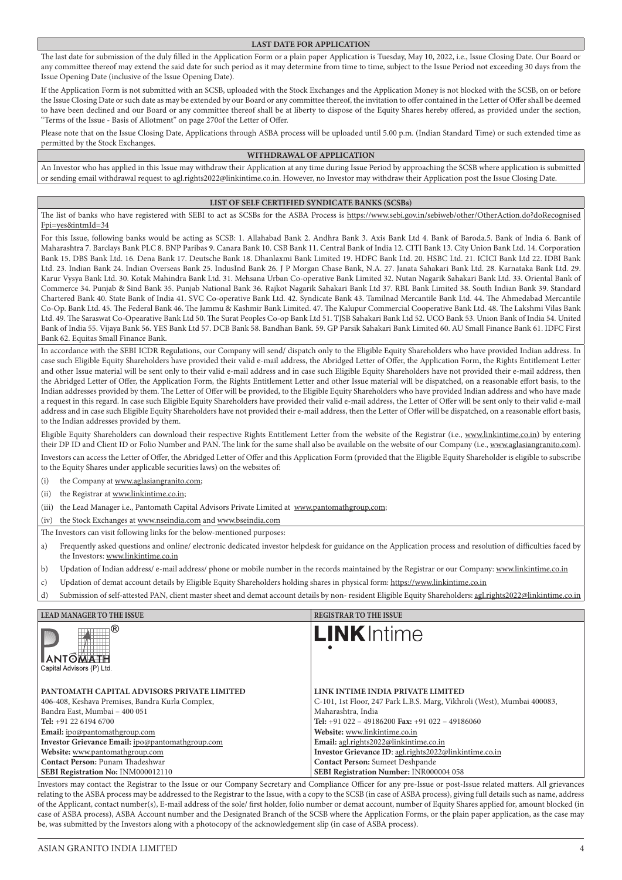## LAST DATE FOR APPLICATION

The last date for submission of the duly filled in the Application Form or a plain paper Application is Tuesday, May 10, 2022, i.e., Issue Closing Date. Our Board or any committee thereof may extend the said date for such period as it may determine from time to time, subject to the Issue Period not exceeding 30 days from the Issue Opening Date (inclusive of the Issue Opening Date).

If the Application Form is not submitted with an SCSB, uploaded with the Stock Exchanges and the Application Money is not blocked with the SCSB, on or before the Issue Closing Date or such date as may be extended by our Board or any committee thereof, the invitation to offer contained in the Letter of Offer shall be deemed to have been declined and our Board or any committee thereof shall be at liberty to dispose of the Equity Shares hereby offered, as provided under the section, "Terms of the Issue - Basis of Allotment" on page 270of the Letter of Offer.

Please note that on the Issue Closing Date, Applications through ASBA process will be uploaded until 5.00 p.m. (Indian Standard Time) or such extended time as permitted by the Stock Exchanges.

## WITHDRAWAL OF APPLICATION

An Investor who has applied in this Issue may withdraw their Application at any time during Issue Period by approaching the SCSB where application is submitted or sending email withdrawal request to agl.rights2022@linkintime.co.in. However, no Investor may withdraw their Application post the Issue Closing Date.

## LIST OF SELF CERTIFIED SYNDICATE BANKS (SCSBs)

The list of banks who have registered with SEBI to act as SCSBs for the ASBA Process is https://www.sebi.gov.in/sebiweb/other/OtherAction.do?doRecognisedFpi=yes&intmId=34

For this Issue, following banks would be acting as SCSB: 1. Allahabad Bank 2. Andhra Bank 3. Axis Bank Ltd 4. Bank of Baroda.5. Bank of India 6. Bank of Maharashtra 7. Barclays Bank PLC 8. BNP Paribas 9. Canara Bank 10. CSB Bank 11. Central Bank of India 12. CITI Bank 13. City Union Bank Ltd. 14. Corporation Bank 15. DBS Bank Ltd. 16. Dena Bank 17. Deutsche Bank 18. Dhanlaxmi Bank Limited 19. HDFC Bank Ltd. 20. HSBC Ltd. 21. ICICI Bank Ltd 22. IDBI Bank Ltd. 23. Indian Bank 24. Indian Overseas Bank 25. IndusInd Bank 26. J P Morgan Chase Bank, N.A. 27. Janata Sahakari Bank Ltd. 28. Karnataka Bank Ltd. 29. Karur Vysya Bank Ltd. 30. Kotak Mahindra Bank Ltd. 31. Mehsana Urban Co-operative Bank Limited 32. Nutan Nagarik Sahakari Bank Ltd. 33. Oriental Bank of Commerce 34. Punjab & Sind Bank 35. Punjab National Bank 36. Rajkot Nagarik Sahakari Bank Ltd 37. RBL Bank Limited 38. South Indian Bank 39. Standard Chartered Bank 40. State Bank of India 41. SVC Co-operative Bank Ltd. 42. Syndicate Bank 43. Tamilnad Mercantile Bank Ltd. 44. The Ahmedabad Mercantile Co-Op. Bank Ltd. 45. The Federal Bank 46. The Jammu & Kashmir Bank Limited. 47. The Kalupur Commercial Cooperative Bank Ltd. 48. The Lakshmi Vilas Bank Ltd. 49. The Saraswat Co-Opearative Bank Ltd 50. The Surat Peoples Co-op Bank Ltd 51. TJSB Sahakari Bank Ltd 52. UCO Bank 53. Union Bank of India 54. United Bank of India 55. Vijaya Bank 56. YES Bank Ltd 57. DCB Bank 58. Bandhan Bank. 59. GP Parsik Sahakari Bank Limited 60. AU Small Finance Bank 61. IDFC First Bank 62. Equitas Small Finance Bank.

In accordance with the SEBI ICDR Regulations, our Company will send/ dispatch only to the Eligible Equity Shareholders who have provided Indian address. In case such Eligible Equity Shareholders have provided their valid e-mail address, the Abridged Letter of Offer, the Application Form, the Rights Entitlement Letter and other Issue material will be sent only to their valid e-mail address and in case such Eligible Equity Shareholders have not provided their e-mail address, then the Abridged Letter of Offer, the Application Form, the Rights Entitlement Letter and other Issue material will be dispatched, on a reasonable effort basis, to the Indian addresses provided by them. The Letter of Offer will be provided, to the Eligible Equity Shareholders who have provided Indian address and who have made a request in this regard. In case such Eligible Equity Shareholders have provided their valid e-mail address, the Letter of Offer will be sent only to their valid e-mail address and in case such Eligible Equity Shareholders have not provided their e-mail address, then the Letter of Offer will be dispatched, on a reasonable effort basis, to the Indian addresses provided by them.

Eligible Equity Shareholders can download their respective Rights Entitlement Letter from the website of the Registrar (i.e., www.linkintime.co.in) by entering their DP ID and Client ID or Folio Number and PAN. The link for the same shall also be available on the website of our Company (i.e., www.aglasiangranito.com).

Investors can access the Letter of Offer, the Abridged Letter of Offer and this Application Form (provided that the Eligible Equity Shareholder is eligible to subscribe to the Equity Shares under applicable securities laws) on the websites of:

(i) the Company at www.aglasiangranito.com;

(ii) the Registrar at www.linkintime.co.in;

(iii) the Lead Manager i.e., Pantomath Capital Advisors Private Limited at www.pantomathgroup.com;

(iv) the Stock Exchanges at www.nseindia.com and www.bseindia.com

The Investors can visit following links for the below-mentioned purposes:

a) Frequently asked questions and online/ electronic dedicated investor helpdesk for guidance on the Application process and resolution of difficulties faced by the Investors: www.linkintime.co.in

b) Updation of Indian address/ e-mail address/ phone or mobile number in the records maintained by the Registrar or our Company: www.linkintime.co.in

c) Updation of demat account details by Eligible Equity Shareholders holding shares in physical form: https://www.linkintime.co.in

d) Submission of self-attested PAN, client master sheet and demat account details by non- resident Eligible Equity Shareholders: agl.rights2022@linkintime.co.in

| LEAD MANAGER TO THE ISSUE | REGISTRAR TO THE ISSUE |
|---|---|
| PANTOMATH Capital Advisors (P) Ltd. | LINKIntime |
| **PANTOMATH CAPITAL ADVISORS PRIVATE LIMITED**<br>406-408, Keshava Premises, Bandra Kurla Complex,<br>Bandra East, Mumbai – 400 051<br>**Tel:** +91 22 6194 6700<br>**Email:** ipo@pantomathgroup.com<br>**Investor Grievance Email:** ipo@pantomathgroup.com<br>**Website:** www.pantomathgroup.com<br>**Contact Person:** Punam Thadeshwar<br>**SEBI Registration No:** INM000012110 | **LINK INTIME INDIA PRIVATE LIMITED**<br>C-101, 1st Floor, 247 Park L.B.S. Marg, Vikhroli (West), Mumbai 400083, Maharashtra, India<br>**Tel:** +91 022 – 49186200 **Fax:** +91 022 – 49186060<br>**Website:** www.linkintime.co.in<br>**Email:** agl.rights2022@linkintime.co.in<br>**Investor Grievance ID**: agl.rights2022@linkintime.co.in<br>**Contact Person:** Sumeet Deshpande<br>**SEBI Registration Number:** INR000004 058 |

Investors may contact the Registrar to the Issue or our Company Secretary and Compliance Officer for any pre-Issue or post-Issue related matters. All grievances relating to the ASBA process may be addressed to the Registrar to the Issue, with a copy to the SCSB (in case of ASBA process), giving full details such as name, address of the Applicant, contact number(s), E-mail address of the sole/ first holder, folio number or demat account, number of Equity Shares applied for, amount blocked (in case of ASBA process), ASBA Account number and the Designated Branch of the SCSB where the Application Forms, or the plain paper application, as the case may be, was submitted by the Investors along with a photocopy of the acknowledgement slip (in case of ASBA process).